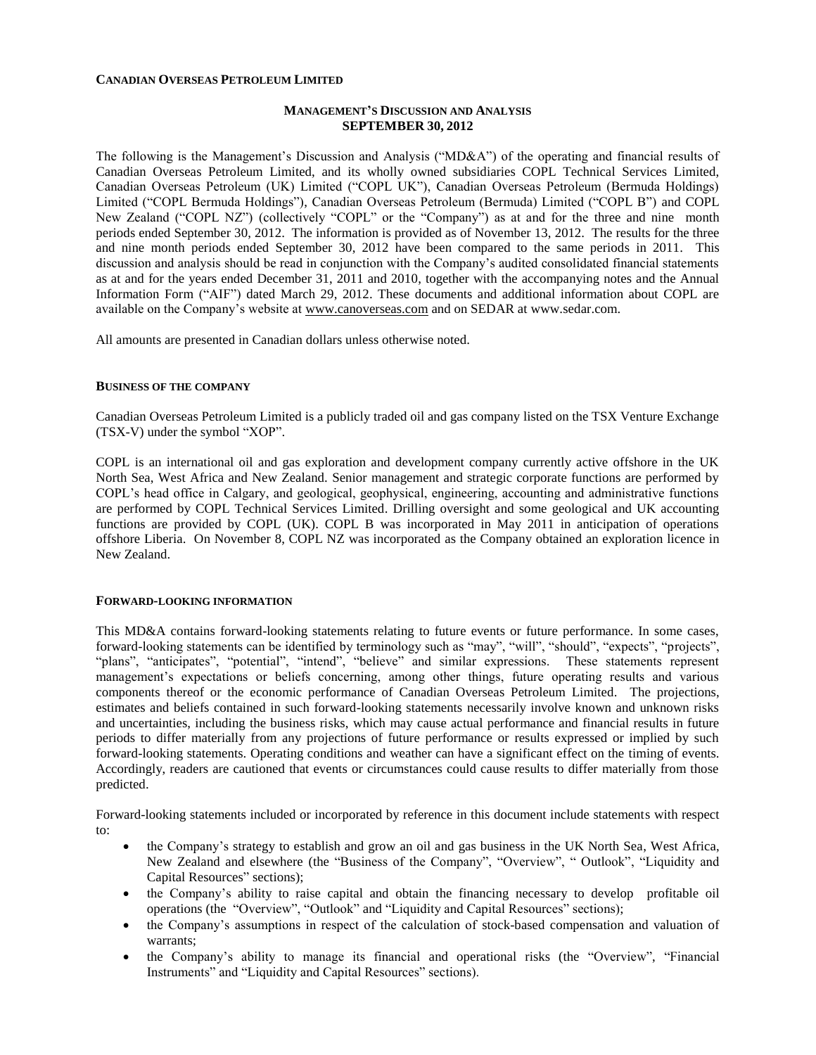**CANADIAN OVERSEAS PETROLEUM LIMITED**

**MANAGEMENT'S DISCUSSION AND ANALYSIS**
**SEPTEMBER 30, 2012**

The following is the Management's Discussion and Analysis ("MD&A") of the operating and financial results of Canadian Overseas Petroleum Limited, and its wholly owned subsidiaries COPL Technical Services Limited, Canadian Overseas Petroleum (UK) Limited ("COPL UK"), Canadian Overseas Petroleum (Bermuda Holdings) Limited ("COPL Bermuda Holdings"), Canadian Overseas Petroleum (Bermuda) Limited ("COPL B") and COPL New Zealand ("COPL NZ") (collectively "COPL" or the "Company") as at and for the three and nine month periods ended September 30, 2012. The information is provided as of November 13, 2012. The results for the three and nine month periods ended September 30, 2012 have been compared to the same periods in 2011. This discussion and analysis should be read in conjunction with the Company's audited consolidated financial statements as at and for the years ended December 31, 2011 and 2010, together with the accompanying notes and the Annual Information Form ("AIF") dated March 29, 2012. These documents and additional information about COPL are available on the Company's website at www.canoverseas.com and on SEDAR at www.sedar.com.

All amounts are presented in Canadian dollars unless otherwise noted.

## BUSINESS OF THE COMPANY

Canadian Overseas Petroleum Limited is a publicly traded oil and gas company listed on the TSX Venture Exchange (TSX-V) under the symbol "XOP".

COPL is an international oil and gas exploration and development company currently active offshore in the UK North Sea, West Africa and New Zealand. Senior management and strategic corporate functions are performed by COPL's head office in Calgary, and geological, geophysical, engineering, accounting and administrative functions are performed by COPL Technical Services Limited. Drilling oversight and some geological and UK accounting functions are provided by COPL (UK). COPL B was incorporated in May 2011 in anticipation of operations offshore Liberia. On November 8, COPL NZ was incorporated as the Company obtained an exploration licence in New Zealand.

## FORWARD-LOOKING INFORMATION

This MD&A contains forward-looking statements relating to future events or future performance. In some cases, forward-looking statements can be identified by terminology such as "may", "will", "should", "expects", "projects", "plans", "anticipates", "potential", "intend", "believe" and similar expressions. These statements represent management's expectations or beliefs concerning, among other things, future operating results and various components thereof or the economic performance of Canadian Overseas Petroleum Limited. The projections, estimates and beliefs contained in such forward-looking statements necessarily involve known and unknown risks and uncertainties, including the business risks, which may cause actual performance and financial results in future periods to differ materially from any projections of future performance or results expressed or implied by such forward-looking statements. Operating conditions and weather can have a significant effect on the timing of events. Accordingly, readers are cautioned that events or circumstances could cause results to differ materially from those predicted.

Forward-looking statements included or incorporated by reference in this document include statements with respect to:

- the Company's strategy to establish and grow an oil and gas business in the UK North Sea, West Africa, New Zealand and elsewhere (the "Business of the Company", "Overview", " Outlook", "Liquidity and Capital Resources" sections);
- the Company's ability to raise capital and obtain the financing necessary to develop profitable oil operations (the "Overview", "Outlook" and "Liquidity and Capital Resources" sections);
- the Company's assumptions in respect of the calculation of stock-based compensation and valuation of warrants;
- the Company's ability to manage its financial and operational risks (the "Overview", "Financial Instruments" and "Liquidity and Capital Resources" sections).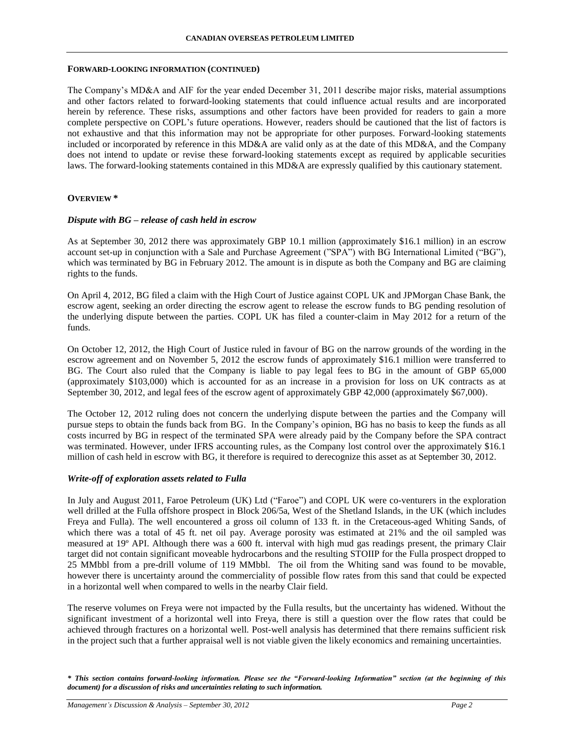#### FORWARD-LOOKING INFORMATION (CONTINUED)

The Company's MD&A and AIF for the year ended December 31, 2011 describe major risks, material assumptions and other factors related to forward-looking statements that could influence actual results and are incorporated herein by reference. These risks, assumptions and other factors have been provided for readers to gain a more complete perspective on COPL's future operations. However, readers should be cautioned that the list of factors is not exhaustive and that this information may not be appropriate for other purposes. Forward-looking statements included or incorporated by reference in this MD&A are valid only as at the date of this MD&A, and the Company does not intend to update or revise these forward-looking statements except as required by applicable securities laws. The forward-looking statements contained in this MD&A are expressly qualified by this cautionary statement.

#### OVERVIEW *

***Dispute with BG – release of cash held in escrow***

As at September 30, 2012 there was approximately GBP 10.1 million (approximately $16.1 million) in an escrow account set-up in conjunction with a Sale and Purchase Agreement ("SPA") with BG International Limited ("BG"), which was terminated by BG in February 2012. The amount is in dispute as both the Company and BG are claiming rights to the funds.

On April 4, 2012, BG filed a claim with the High Court of Justice against COPL UK and JPMorgan Chase Bank, the escrow agent, seeking an order directing the escrow agent to release the escrow funds to BG pending resolution of the underlying dispute between the parties. COPL UK has filed a counter-claim in May 2012 for a return of the funds.

On October 12, 2012, the High Court of Justice ruled in favour of BG on the narrow grounds of the wording in the escrow agreement and on November 5, 2012 the escrow funds of approximately $16.1 million were transferred to BG. The Court also ruled that the Company is liable to pay legal fees to BG in the amount of GBP 65,000 (approximately $103,000) which is accounted for as an increase in a provision for loss on UK contracts as at September 30, 2012, and legal fees of the escrow agent of approximately GBP 42,000 (approximately $67,000).

The October 12, 2012 ruling does not concern the underlying dispute between the parties and the Company will pursue steps to obtain the funds back from BG. In the Company's opinion, BG has no basis to keep the funds as all costs incurred by BG in respect of the terminated SPA were already paid by the Company before the SPA contract was terminated. However, under IFRS accounting rules, as the Company lost control over the approximately $16.1 million of cash held in escrow with BG, it therefore is required to derecognize this asset as at September 30, 2012.

***Write-off of exploration assets related to Fulla***

In July and August 2011, Faroe Petroleum (UK) Ltd ("Faroe") and COPL UK were co-venturers in the exploration well drilled at the Fulla offshore prospect in Block 206/5a, West of the Shetland Islands, in the UK (which includes Freya and Fulla). The well encountered a gross oil column of 133 ft. in the Cretaceous-aged Whiting Sands, of which there was a total of 45 ft. net oil pay. Average porosity was estimated at 21% and the oil sampled was measured at 19° API. Although there was a 600 ft. interval with high mud gas readings present, the primary Clair target did not contain significant moveable hydrocarbons and the resulting STOIIP for the Fulla prospect dropped to 25 MMbbl from a pre-drill volume of 119 MMbbl. The oil from the Whiting sand was found to be movable, however there is uncertainty around the commerciality of possible flow rates from this sand that could be expected in a horizontal well when compared to wells in the nearby Clair field.

The reserve volumes on Freya were not impacted by the Fulla results, but the uncertainty has widened. Without the significant investment of a horizontal well into Freya, there is still a question over the flow rates that could be achieved through fractures on a horizontal well. Post-well analysis has determined that there remains sufficient risk in the project such that a further appraisal well is not viable given the likely economics and remaining uncertainties.

***\* This section contains forward-looking information. Please see the "Forward-looking Information" section (at the beginning of this document) for a discussion of risks and uncertainties relating to such information.***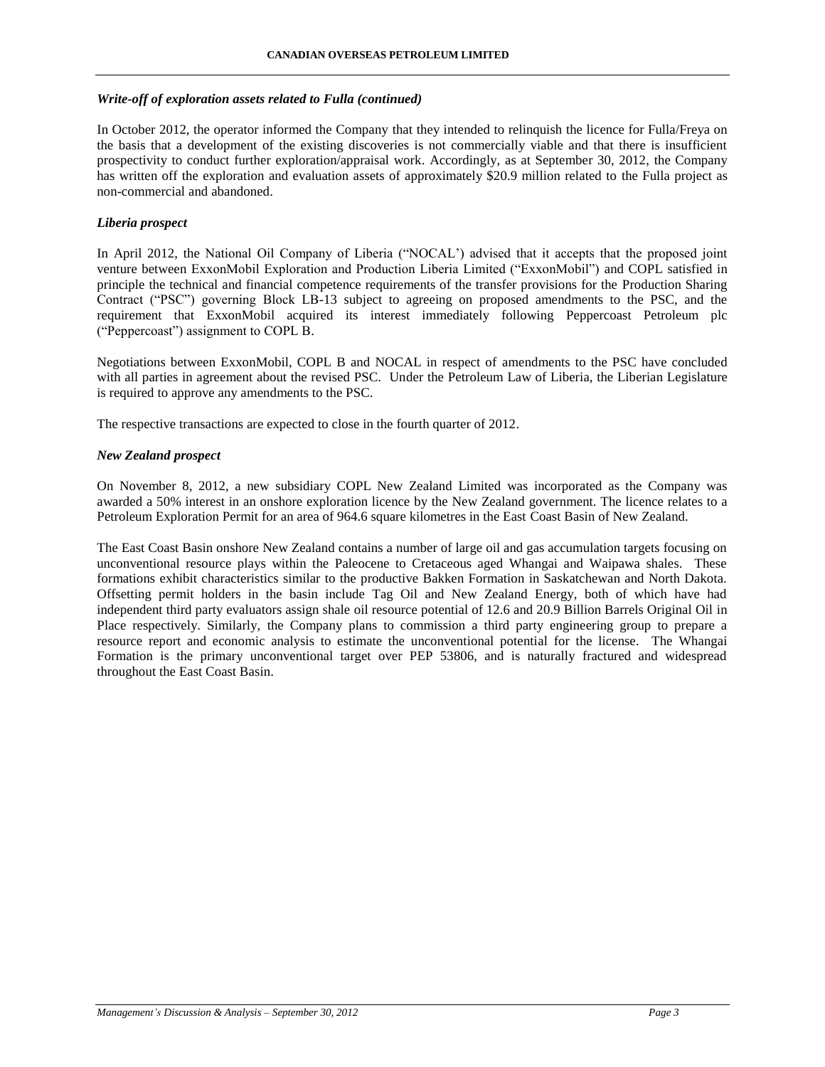### *Write-off of exploration assets related to Fulla (continued)*

In October 2012, the operator informed the Company that they intended to relinquish the licence for Fulla/Freya on the basis that a development of the existing discoveries is not commercially viable and that there is insufficient prospectivity to conduct further exploration/appraisal work. Accordingly, as at September 30, 2012, the Company has written off the exploration and evaluation assets of approximately $20.9 million related to the Fulla project as non-commercial and abandoned.

### *Liberia prospect*

In April 2012, the National Oil Company of Liberia ("NOCAL') advised that it accepts that the proposed joint venture between ExxonMobil Exploration and Production Liberia Limited ("ExxonMobil") and COPL satisfied in principle the technical and financial competence requirements of the transfer provisions for the Production Sharing Contract ("PSC") governing Block LB-13 subject to agreeing on proposed amendments to the PSC, and the requirement that ExxonMobil acquired its interest immediately following Peppercoast Petroleum plc ("Peppercoast") assignment to COPL B.

Negotiations between ExxonMobil, COPL B and NOCAL in respect of amendments to the PSC have concluded with all parties in agreement about the revised PSC. Under the Petroleum Law of Liberia, the Liberian Legislature is required to approve any amendments to the PSC.

The respective transactions are expected to close in the fourth quarter of 2012.

### *New Zealand prospect*

On November 8, 2012, a new subsidiary COPL New Zealand Limited was incorporated as the Company was awarded a 50% interest in an onshore exploration licence by the New Zealand government. The licence relates to a Petroleum Exploration Permit for an area of 964.6 square kilometres in the East Coast Basin of New Zealand.

The East Coast Basin onshore New Zealand contains a number of large oil and gas accumulation targets focusing on unconventional resource plays within the Paleocene to Cretaceous aged Whangai and Waipawa shales. These formations exhibit characteristics similar to the productive Bakken Formation in Saskatchewan and North Dakota. Offsetting permit holders in the basin include Tag Oil and New Zealand Energy, both of which have had independent third party evaluators assign shale oil resource potential of 12.6 and 20.9 Billion Barrels Original Oil in Place respectively. Similarly, the Company plans to commission a third party engineering group to prepare a resource report and economic analysis to estimate the unconventional potential for the license. The Whangai Formation is the primary unconventional target over PEP 53806, and is naturally fractured and widespread throughout the East Coast Basin.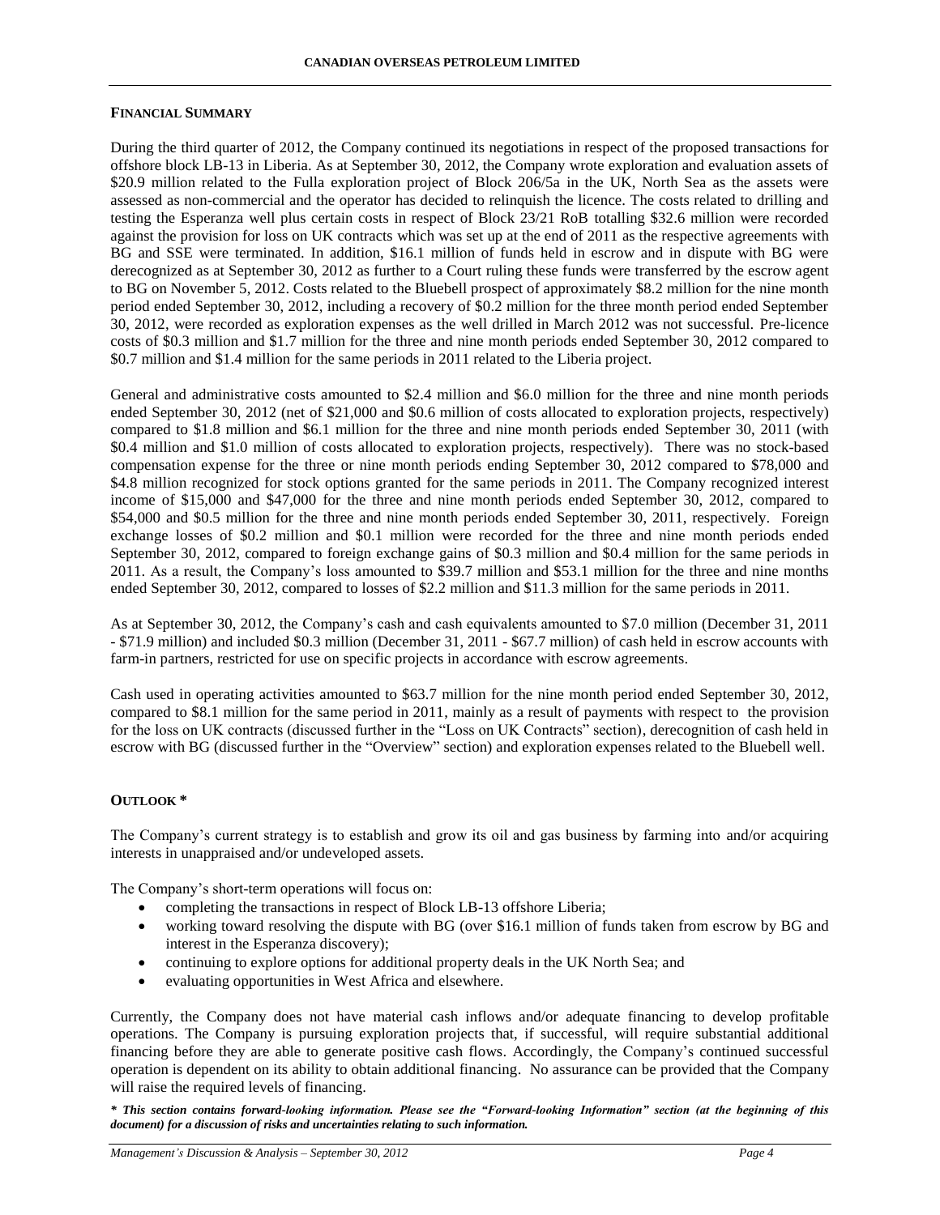## FINANCIAL SUMMARY

During the third quarter of 2012, the Company continued its negotiations in respect of the proposed transactions for offshore block LB-13 in Liberia. As at September 30, 2012, the Company wrote exploration and evaluation assets of $20.9 million related to the Fulla exploration project of Block 206/5a in the UK, North Sea as the assets were assessed as non-commercial and the operator has decided to relinquish the licence. The costs related to drilling and testing the Esperanza well plus certain costs in respect of Block 23/21 RoB totalling $32.6 million were recorded against the provision for loss on UK contracts which was set up at the end of 2011 as the respective agreements with BG and SSE were terminated. In addition, $16.1 million of funds held in escrow and in dispute with BG were derecognized as at September 30, 2012 as further to a Court ruling these funds were transferred by the escrow agent to BG on November 5, 2012. Costs related to the Bluebell prospect of approximately $8.2 million for the nine month period ended September 30, 2012, including a recovery of $0.2 million for the three month period ended September 30, 2012, were recorded as exploration expenses as the well drilled in March 2012 was not successful. Pre-licence costs of $0.3 million and $1.7 million for the three and nine month periods ended September 30, 2012 compared to $0.7 million and $1.4 million for the same periods in 2011 related to the Liberia project.

General and administrative costs amounted to $2.4 million and $6.0 million for the three and nine month periods ended September 30, 2012 (net of $21,000 and $0.6 million of costs allocated to exploration projects, respectively) compared to $1.8 million and $6.1 million for the three and nine month periods ended September 30, 2011 (with $0.4 million and $1.0 million of costs allocated to exploration projects, respectively). There was no stock-based compensation expense for the three or nine month periods ending September 30, 2012 compared to $78,000 and $4.8 million recognized for stock options granted for the same periods in 2011. The Company recognized interest income of $15,000 and $47,000 for the three and nine month periods ended September 30, 2012, compared to $54,000 and $0.5 million for the three and nine month periods ended September 30, 2011, respectively. Foreign exchange losses of $0.2 million and $0.1 million were recorded for the three and nine month periods ended September 30, 2012, compared to foreign exchange gains of $0.3 million and $0.4 million for the same periods in 2011. As a result, the Company's loss amounted to $39.7 million and $53.1 million for the three and nine months ended September 30, 2012, compared to losses of $2.2 million and $11.3 million for the same periods in 2011.

As at September 30, 2012, the Company's cash and cash equivalents amounted to $7.0 million (December 31, 2011 - $71.9 million) and included $0.3 million (December 31, 2011 - $67.7 million) of cash held in escrow accounts with farm-in partners, restricted for use on specific projects in accordance with escrow agreements.

Cash used in operating activities amounted to $63.7 million for the nine month period ended September 30, 2012, compared to $8.1 million for the same period in 2011, mainly as a result of payments with respect to the provision for the loss on UK contracts (discussed further in the "Loss on UK Contracts" section), derecognition of cash held in escrow with BG (discussed further in the "Overview" section) and exploration expenses related to the Bluebell well.

## OUTLOOK *

The Company's current strategy is to establish and grow its oil and gas business by farming into and/or acquiring interests in unappraised and/or undeveloped assets.

The Company's short-term operations will focus on:

- completing the transactions in respect of Block LB-13 offshore Liberia;
- working toward resolving the dispute with BG (over $16.1 million of funds taken from escrow by BG and interest in the Esperanza discovery);
- continuing to explore options for additional property deals in the UK North Sea; and
- evaluating opportunities in West Africa and elsewhere.

Currently, the Company does not have material cash inflows and/or adequate financing to develop profitable operations. The Company is pursuing exploration projects that, if successful, will require substantial additional financing before they are able to generate positive cash flows. Accordingly, the Company's continued successful operation is dependent on its ability to obtain additional financing. No assurance can be provided that the Company will raise the required levels of financing.

***\* This section contains forward-looking information. Please see the "Forward-looking Information" section (at the beginning of this document) for a discussion of risks and uncertainties relating to such information.***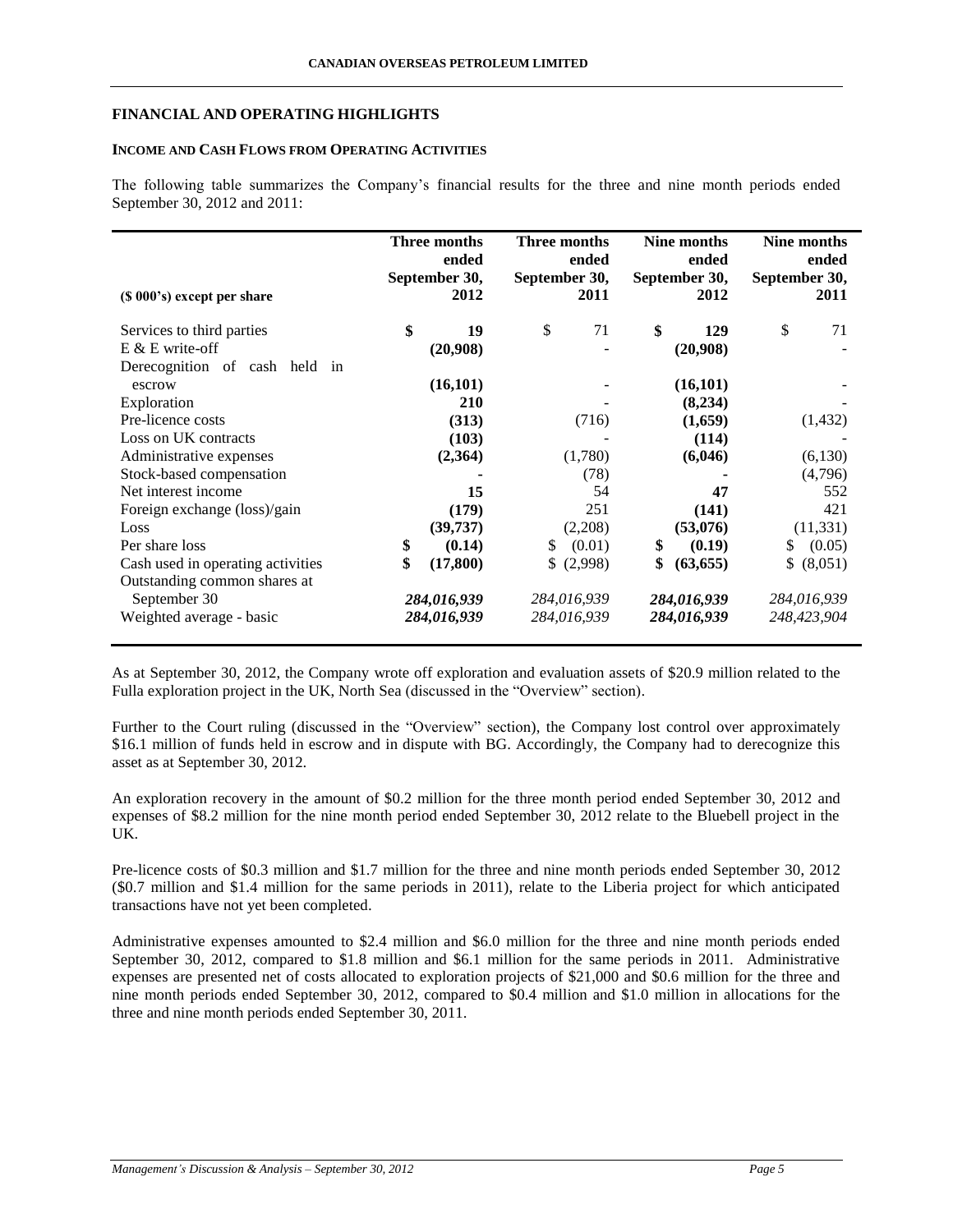## FINANCIAL AND OPERATING HIGHLIGHTS

### INCOME AND CASH FLOWS FROM OPERATING ACTIVITIES

The following table summarizes the Company's financial results for the three and nine month periods ended September 30, 2012 and 2011:

| ($ 000's) except per share | Three months ended September 30, 2012 | Three months ended September 30, 2011 | Nine months ended September 30, 2012 | Nine months ended September 30, 2011 |
|---|---|---|---|---|
| Services to third parties | **$ 19** | $ 71 | **$ 129** | $ 71 |
| E & E write-off | **(20,908)** | - | **(20,908)** | - |
| Derecognition of cash held in escrow | **(16,101)** | - | **(16,101)** | - |
| Exploration | **210** | - | **(8,234)** | - |
| Pre-licence costs | **(313)** | (716) | **(1,659)** | (1,432) |
| Loss on UK contracts | **(103)** | - | **(114)** | - |
| Administrative expenses | **(2,364)** | (1,780) | **(6,046)** | (6,130) |
| Stock-based compensation | **-** | (78) | **-** | (4,796) |
| Net interest income | **15** | 54 | **47** | 552 |
| Foreign exchange (loss)/gain | **(179)** | 251 | **(141)** | 421 |
| Loss | **(39,737)** | (2,208) | **(53,076)** | (11,331) |
| Per share loss | **$ (0.14)** | $ (0.01) | **$ (0.19)** | $ (0.05) |
| Cash used in operating activities | **$ (17,800)** | $ (2,998) | **$ (63,655)** | $ (8,051) |
| Outstanding common shares at September 30 | ***284,016,939*** | *284,016,939* | ***284,016,939*** | *284,016,939* |
| Weighted average - basic | ***284,016,939*** | *284,016,939* | ***284,016,939*** | *248,423,904* |

As at September 30, 2012, the Company wrote off exploration and evaluation assets of $20.9 million related to the Fulla exploration project in the UK, North Sea (discussed in the "Overview" section).

Further to the Court ruling (discussed in the "Overview" section), the Company lost control over approximately $16.1 million of funds held in escrow and in dispute with BG. Accordingly, the Company had to derecognize this asset as at September 30, 2012.

An exploration recovery in the amount of $0.2 million for the three month period ended September 30, 2012 and expenses of $8.2 million for the nine month period ended September 30, 2012 relate to the Bluebell project in the UK.

Pre-licence costs of $0.3 million and $1.7 million for the three and nine month periods ended September 30, 2012 ($0.7 million and $1.4 million for the same periods in 2011), relate to the Liberia project for which anticipated transactions have not yet been completed.

Administrative expenses amounted to $2.4 million and $6.0 million for the three and nine month periods ended September 30, 2012, compared to $1.8 million and $6.1 million for the same periods in 2011. Administrative expenses are presented net of costs allocated to exploration projects of $21,000 and $0.6 million for the three and nine month periods ended September 30, 2012, compared to $0.4 million and $1.0 million in allocations for the three and nine month periods ended September 30, 2011.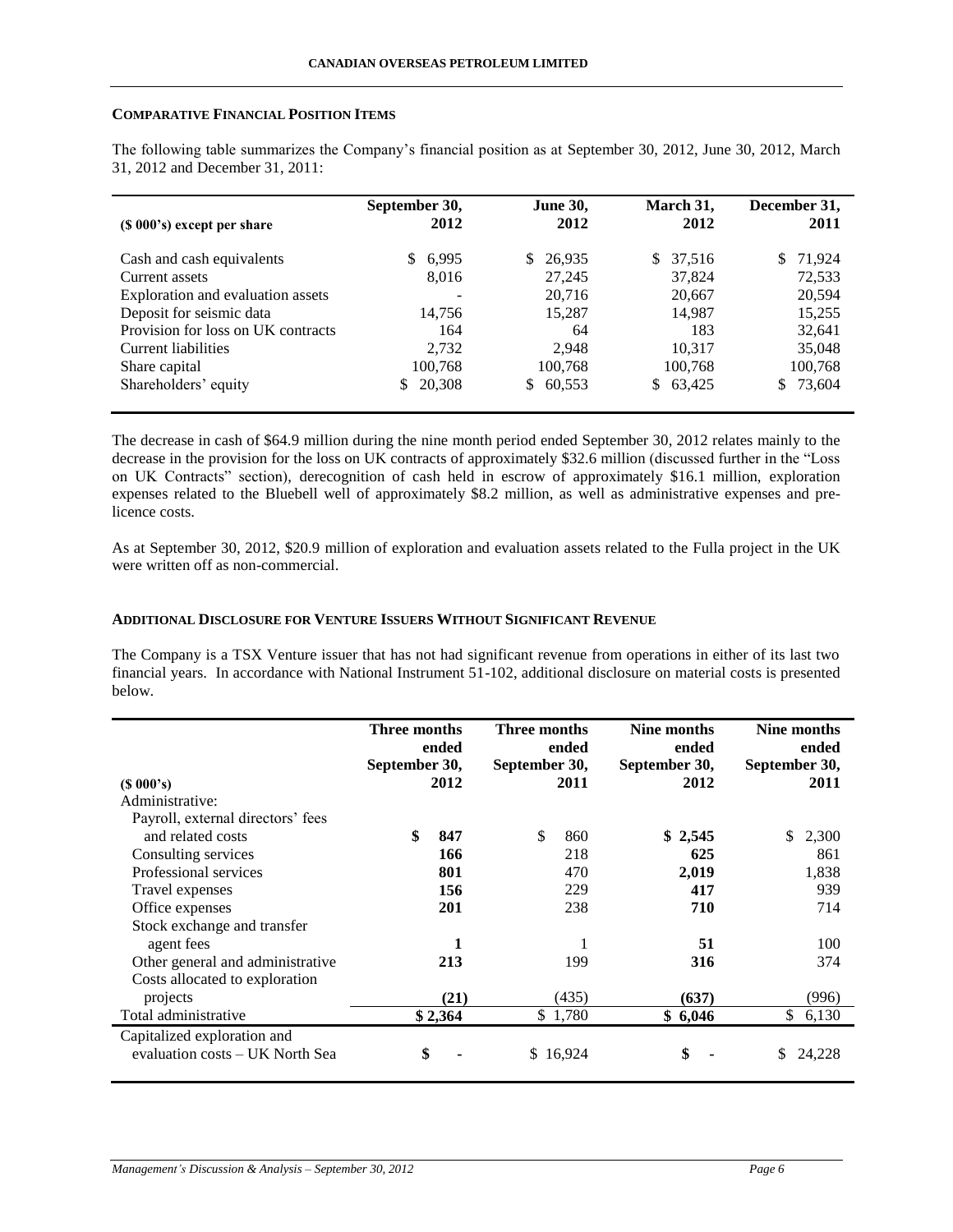## COMPARATIVE FINANCIAL POSITION ITEMS

The following table summarizes the Company's financial position as at September 30, 2012, June 30, 2012, March 31, 2012 and December 31, 2011:

| ($ 000's) except per share | September 30, 2012 | June 30, 2012 | March 31, 2012 | December 31, 2011 |
|---|---|---|---|---|
| Cash and cash equivalents | $ 6,995 | $ 26,935 | $ 37,516 | $ 71,924 |
| Current assets | 8,016 | 27,245 | 37,824 | 72,533 |
| Exploration and evaluation assets | - | 20,716 | 20,667 | 20,594 |
| Deposit for seismic data | 14,756 | 15,287 | 14,987 | 15,255 |
| Provision for loss on UK contracts | 164 | 64 | 183 | 32,641 |
| Current liabilities | 2,732 | 2,948 | 10,317 | 35,048 |
| Share capital | 100,768 | 100,768 | 100,768 | 100,768 |
| Shareholders' equity | $ 20,308 | $ 60,553 | $ 63,425 | $ 73,604 |

The decrease in cash of $64.9 million during the nine month period ended September 30, 2012 relates mainly to the decrease in the provision for the loss on UK contracts of approximately $32.6 million (discussed further in the "Loss on UK Contracts" section), derecognition of cash held in escrow of approximately $16.1 million, exploration expenses related to the Bluebell well of approximately $8.2 million, as well as administrative expenses and pre-licence costs.

As at September 30, 2012, $20.9 million of exploration and evaluation assets related to the Fulla project in the UK were written off as non-commercial.

## ADDITIONAL DISCLOSURE FOR VENTURE ISSUERS WITHOUT SIGNIFICANT REVENUE

The Company is a TSX Venture issuer that has not had significant revenue from operations in either of its last two financial years. In accordance with National Instrument 51-102, additional disclosure on material costs is presented below.

| ($ 000's) | Three months ended September 30, 2012 | Three months ended September 30, 2011 | Nine months ended September 30, 2012 | Nine months ended September 30, 2011 |
|---|---|---|---|---|
| Administrative: | | | | |
| Payroll, external directors' fees and related costs | **$ 847** | $ 860 | **$ 2,545** | $ 2,300 |
| Consulting services | **166** | 218 | **625** | 861 |
| Professional services | **801** | 470 | **2,019** | 1,838 |
| Travel expenses | **156** | 229 | **417** | 939 |
| Office expenses | **201** | 238 | **710** | 714 |
| Stock exchange and transfer agent fees | **1** | 1 | **51** | 100 |
| Other general and administrative | **213** | 199 | **316** | 374 |
| Costs allocated to exploration projects | **(21)** | (435) | **(637)** | (996) |
| Total administrative | **$ 2,364** | $ 1,780 | **$ 6,046** | $ 6,130 |
| Capitalized exploration and evaluation costs – UK North Sea | **$ -** | $ 16,924 | **$ -** | $ 24,228 |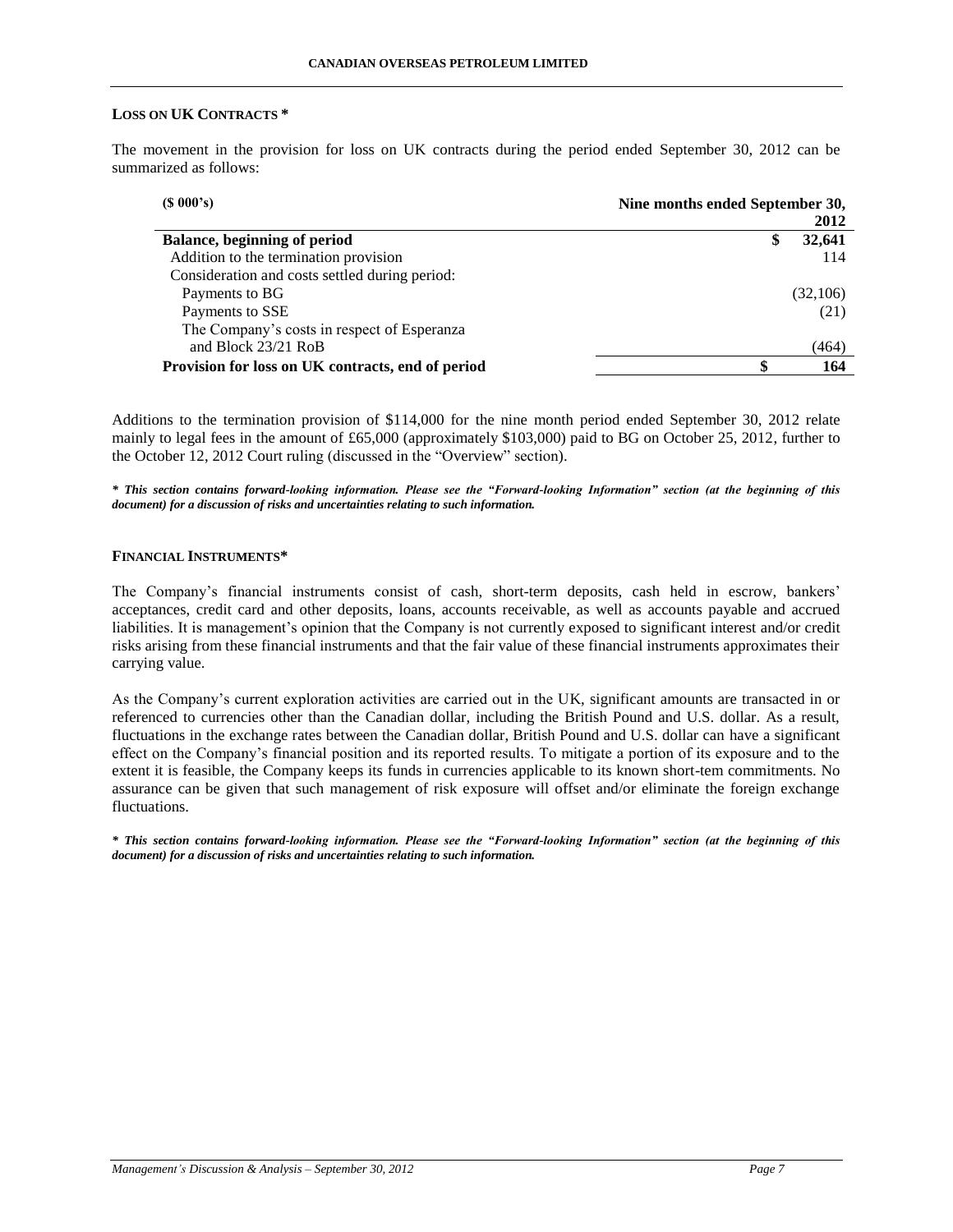### LOSS ON UK CONTRACTS *

The movement in the provision for loss on UK contracts during the period ended September 30, 2012 can be summarized as follows:

| ($ 000's) | Nine months ended September 30, 2012 |
|---|---|
| **Balance, beginning of period** | **$ 32,641** |
| Addition to the termination provision | 114 |
| Consideration and costs settled during period: | |
| Payments to BG | (32,106) |
| Payments to SSE | (21) |
| The Company's costs in respect of Esperanza and Block 23/21 RoB | (464) |
| **Provision for loss on UK contracts, end of period** | **$ 164** |

Additions to the termination provision of $114,000 for the nine month period ended September 30, 2012 relate mainly to legal fees in the amount of £65,000 (approximately $103,000) paid to BG on October 25, 2012, further to the October 12, 2012 Court ruling (discussed in the "Overview" section).

***\* This section contains forward-looking information. Please see the "Forward-looking Information" section (at the beginning of this document) for a discussion of risks and uncertainties relating to such information.***

### FINANCIAL INSTRUMENTS*

The Company's financial instruments consist of cash, short-term deposits, cash held in escrow, bankers' acceptances, credit card and other deposits, loans, accounts receivable, as well as accounts payable and accrued liabilities. It is management's opinion that the Company is not currently exposed to significant interest and/or credit risks arising from these financial instruments and that the fair value of these financial instruments approximates their carrying value.

As the Company's current exploration activities are carried out in the UK, significant amounts are transacted in or referenced to currencies other than the Canadian dollar, including the British Pound and U.S. dollar. As a result, fluctuations in the exchange rates between the Canadian dollar, British Pound and U.S. dollar can have a significant effect on the Company's financial position and its reported results. To mitigate a portion of its exposure and to the extent it is feasible, the Company keeps its funds in currencies applicable to its known short-tem commitments. No assurance can be given that such management of risk exposure will offset and/or eliminate the foreign exchange fluctuations.

***\* This section contains forward-looking information. Please see the "Forward-looking Information" section (at the beginning of this document) for a discussion of risks and uncertainties relating to such information.***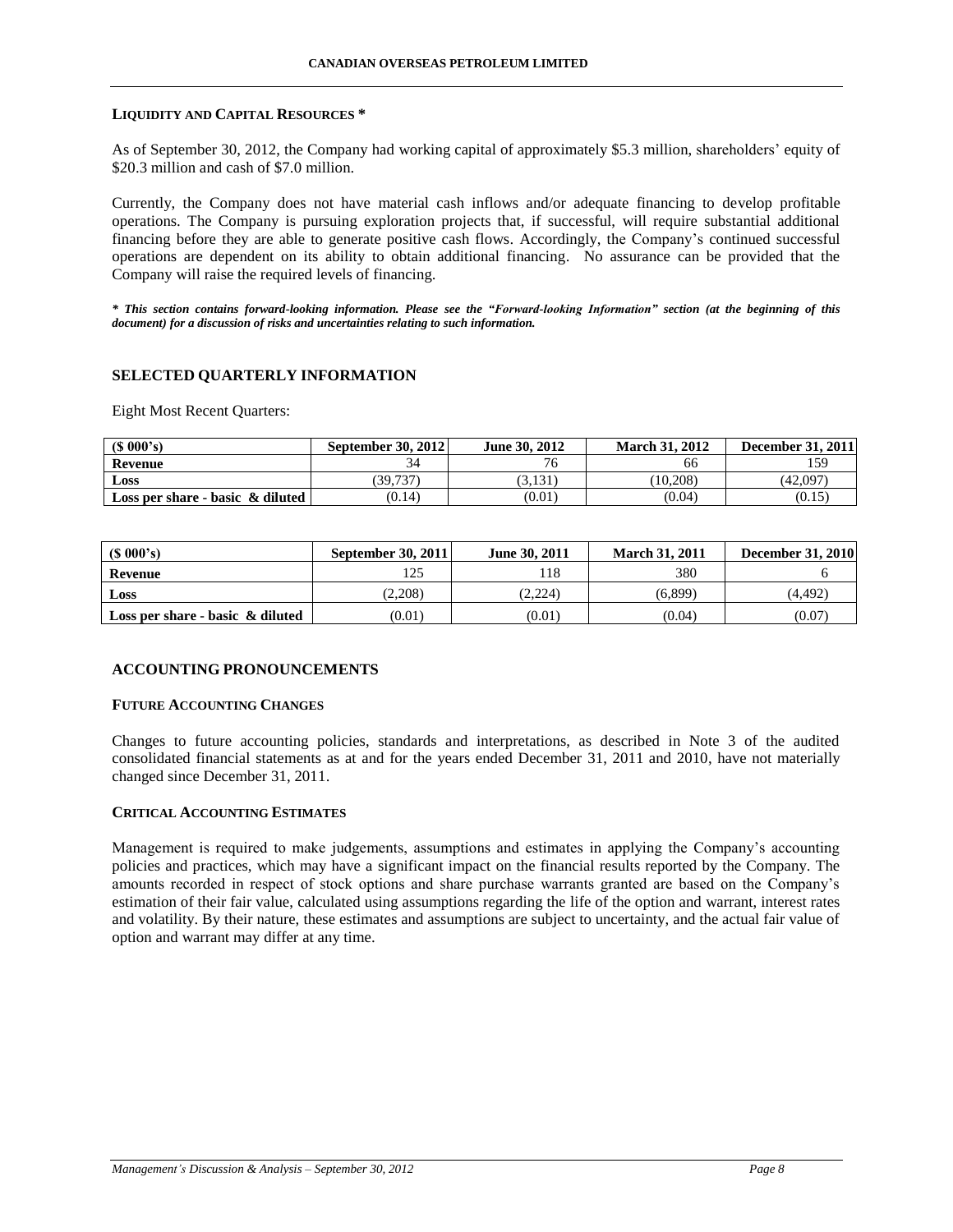### LIQUIDITY AND CAPITAL RESOURCES *

As of September 30, 2012, the Company had working capital of approximately $5.3 million, shareholders' equity of $20.3 million and cash of $7.0 million.

Currently, the Company does not have material cash inflows and/or adequate financing to develop profitable operations. The Company is pursuing exploration projects that, if successful, will require substantial additional financing before they are able to generate positive cash flows. Accordingly, the Company's continued successful operations are dependent on its ability to obtain additional financing. No assurance can be provided that the Company will raise the required levels of financing.

***\* This section contains forward-looking information. Please see the "Forward-looking Information" section (at the beginning of this document) for a discussion of risks and uncertainties relating to such information.***

## SELECTED QUARTERLY INFORMATION

Eight Most Recent Quarters:

| ($ 000's) | September 30, 2012 | June 30, 2012 | March 31, 2012 | December 31, 2011 |
|---|---|---|---|---|
| **Revenue** | 34 | 76 | 66 | 159 |
| **Loss** | (39,737) | (3,131) | (10,208) | (42,097) |
| **Loss per share - basic & diluted** | (0.14) | (0.01) | (0.04) | (0.15) |

| ($ 000's) | September 30, 2011 | June 30, 2011 | March 31, 2011 | December 31, 2010 |
|---|---|---|---|---|
| **Revenue** | 125 | 118 | 380 | 6 |
| **Loss** | (2,208) | (2,224) | (6,899) | (4,492) |
| **Loss per share - basic & diluted** | (0.01) | (0.01) | (0.04) | (0.07) |

## ACCOUNTING PRONOUNCEMENTS

### FUTURE ACCOUNTING CHANGES

Changes to future accounting policies, standards and interpretations, as described in Note 3 of the audited consolidated financial statements as at and for the years ended December 31, 2011 and 2010, have not materially changed since December 31, 2011.

### CRITICAL ACCOUNTING ESTIMATES

Management is required to make judgements, assumptions and estimates in applying the Company's accounting policies and practices, which may have a significant impact on the financial results reported by the Company. The amounts recorded in respect of stock options and share purchase warrants granted are based on the Company's estimation of their fair value, calculated using assumptions regarding the life of the option and warrant, interest rates and volatility. By their nature, these estimates and assumptions are subject to uncertainty, and the actual fair value of option and warrant may differ at any time.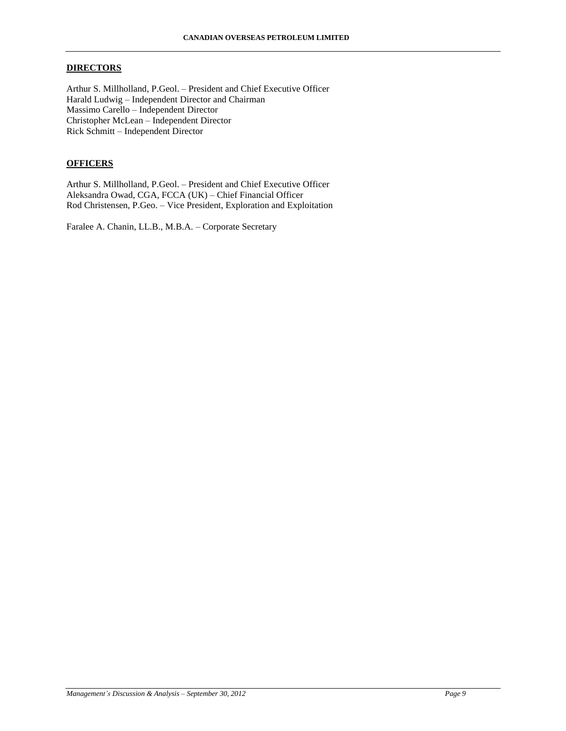## **DIRECTORS**

Arthur S. Millholland, P.Geol. – President and Chief Executive Officer
Harald Ludwig – Independent Director and Chairman
Massimo Carello – Independent Director
Christopher McLean – Independent Director
Rick Schmitt – Independent Director

## **OFFICERS**

Arthur S. Millholland, P.Geol. – President and Chief Executive Officer
Aleksandra Owad, CGA, FCCA (UK) – Chief Financial Officer
Rod Christensen, P.Geo. – Vice President, Exploration and Exploitation

Faralee A. Chanin, LL.B., M.B.A. – Corporate Secretary